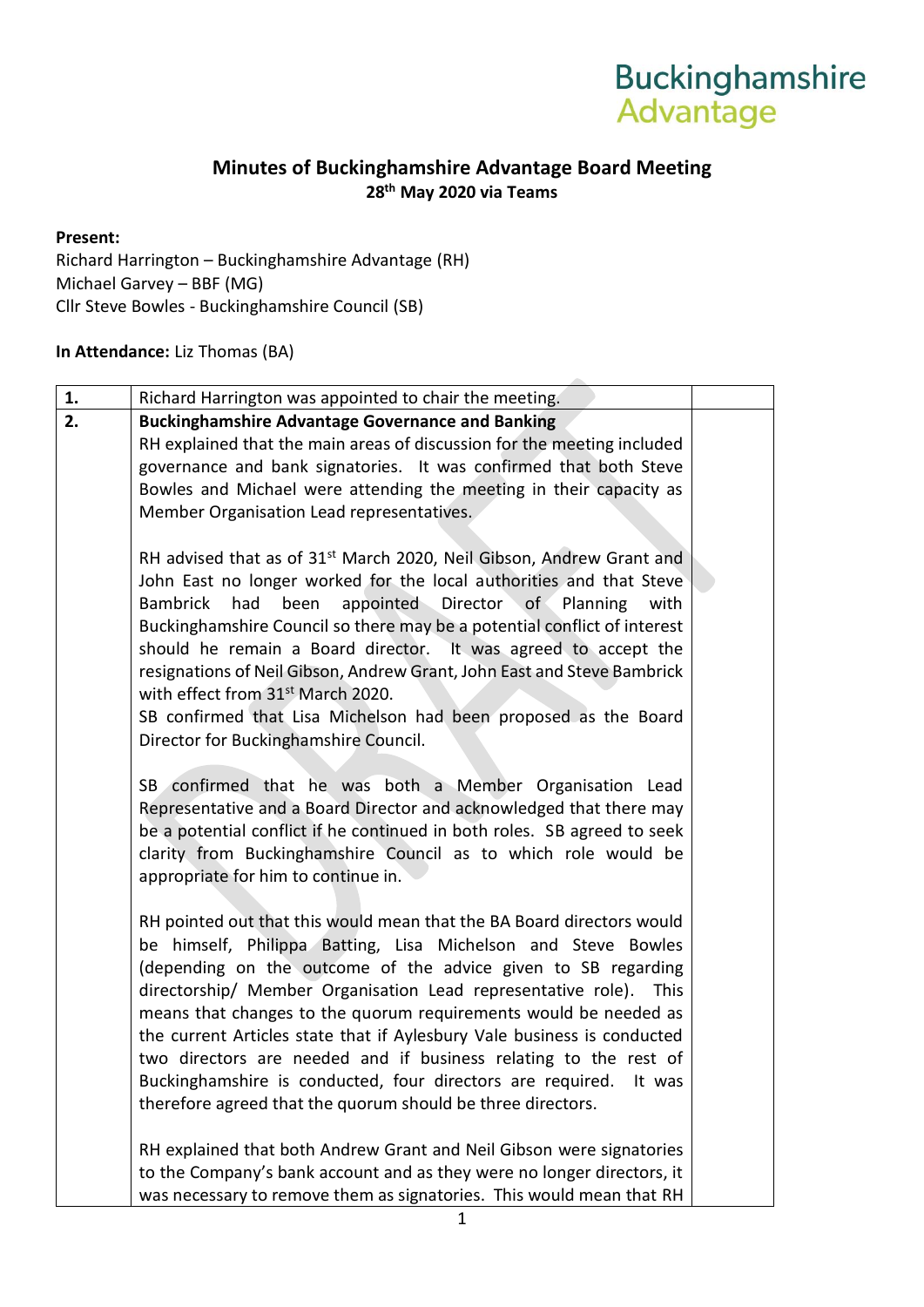Buckinghamshire Advantage

# Minutes of Buckinghamshire Advantage Board Meeting

**28th May 2020 via Teams**

**Present:**
Richard Harrington – Buckinghamshire Advantage (RH)
Michael Garvey – BBF (MG)
Cllr Steve Bowles - Buckinghamshire Council (SB)

**In Attendance:** Liz Thomas (BA)

| | | |
|---|---|---|
| **1.** | Richard Harrington was appointed to chair the meeting. | |
| **2.** | **Buckinghamshire Advantage Governance and Banking**<br>RH explained that the main areas of discussion for the meeting included governance and bank signatories. It was confirmed that both Steve Bowles and Michael were attending the meeting in their capacity as Member Organisation Lead representatives.<br><br>RH advised that as of 31st March 2020, Neil Gibson, Andrew Grant and John East no longer worked for the local authorities and that Steve Bambrick had been appointed Director of Planning with Buckinghamshire Council so there may be a potential conflict of interest should he remain a Board director. It was agreed to accept the resignations of Neil Gibson, Andrew Grant, John East and Steve Bambrick with effect from 31st March 2020.<br>SB confirmed that Lisa Michelson had been proposed as the Board Director for Buckinghamshire Council.<br><br>SB confirmed that he was both a Member Organisation Lead Representative and a Board Director and acknowledged that there may be a potential conflict if he continued in both roles. SB agreed to seek clarity from Buckinghamshire Council as to which role would be appropriate for him to continue in.<br><br>RH pointed out that this would mean that the BA Board directors would be himself, Philippa Batting, Lisa Michelson and Steve Bowles (depending on the outcome of the advice given to SB regarding directorship/ Member Organisation Lead representative role). This means that changes to the quorum requirements would be needed as the current Articles state that if Aylesbury Vale business is conducted two directors are needed and if business relating to the rest of Buckinghamshire is conducted, four directors are required. It was therefore agreed that the quorum should be three directors.<br><br>RH explained that both Andrew Grant and Neil Gibson were signatories to the Company's bank account and as they were no longer directors, it was necessary to remove them as signatories. This would mean that RH | |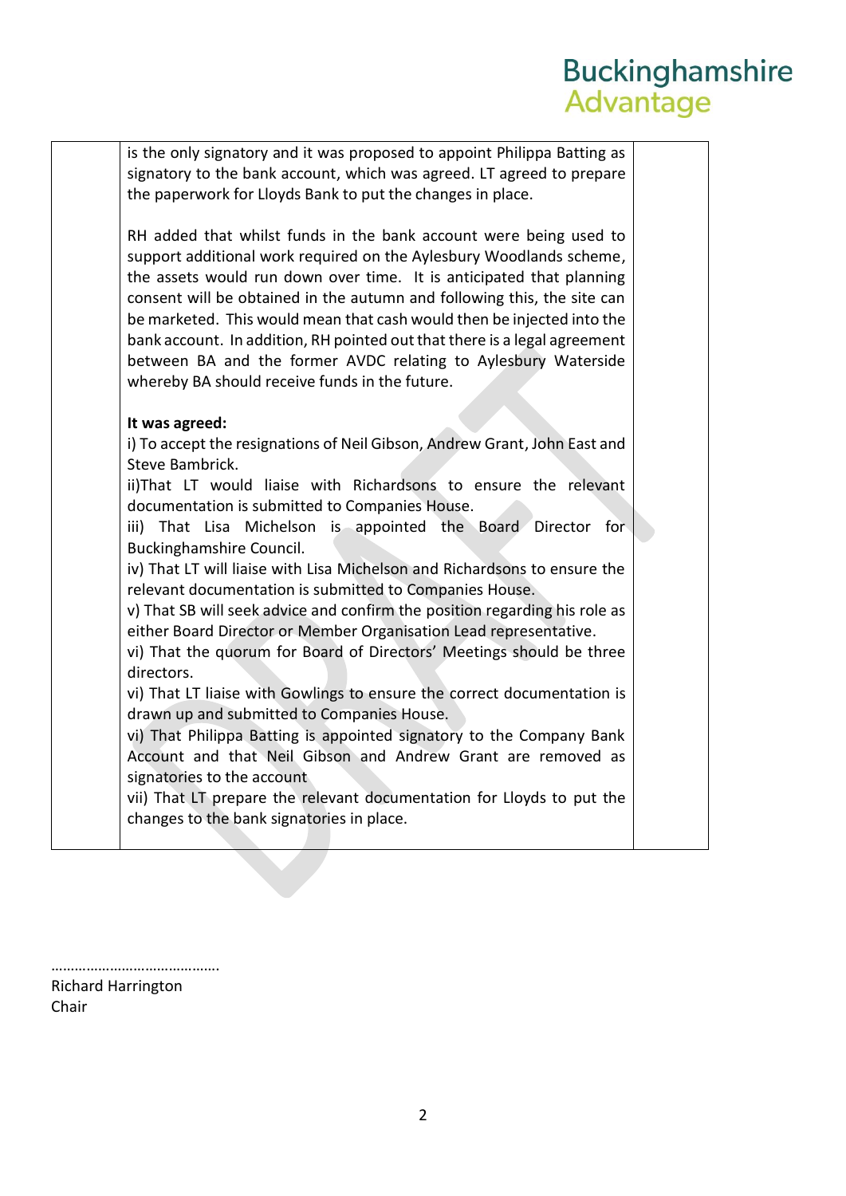| | | |
|---|---|---|
| | is the only signatory and it was proposed to appoint Philippa Batting as signatory to the bank account, which was agreed. LT agreed to prepare the paperwork for Lloyds Bank to put the changes in place.<br><br>RH added that whilst funds in the bank account were being used to support additional work required on the Aylesbury Woodlands scheme, the assets would run down over time. It is anticipated that planning consent will be obtained in the autumn and following this, the site can be marketed. This would mean that cash would then be injected into the bank account. In addition, RH pointed out that there is a legal agreement between BA and the former AVDC relating to Aylesbury Waterside whereby BA should receive funds in the future.<br><br>**It was agreed:**<br>i) To accept the resignations of Neil Gibson, Andrew Grant, John East and Steve Bambrick.<br>ii)That LT would liaise with Richardsons to ensure the relevant documentation is submitted to Companies House.<br>iii) That Lisa Michelson is appointed the Board Director for Buckinghamshire Council.<br>iv) That LT will liaise with Lisa Michelson and Richardsons to ensure the relevant documentation is submitted to Companies House.<br>v) That SB will seek advice and confirm the position regarding his role as either Board Director or Member Organisation Lead representative.<br>vi) That the quorum for Board of Directors' Meetings should be three directors.<br>vi) That LT liaise with Gowlings to ensure the correct documentation is drawn up and submitted to Companies House.<br>vi) That Philippa Batting is appointed signatory to the Company Bank Account and that Neil Gibson and Andrew Grant are removed as signatories to the account<br>vii) That LT prepare the relevant documentation for Lloyds to put the changes to the bank signatories in place. | |

…………………………………….
Richard Harrington
Chair